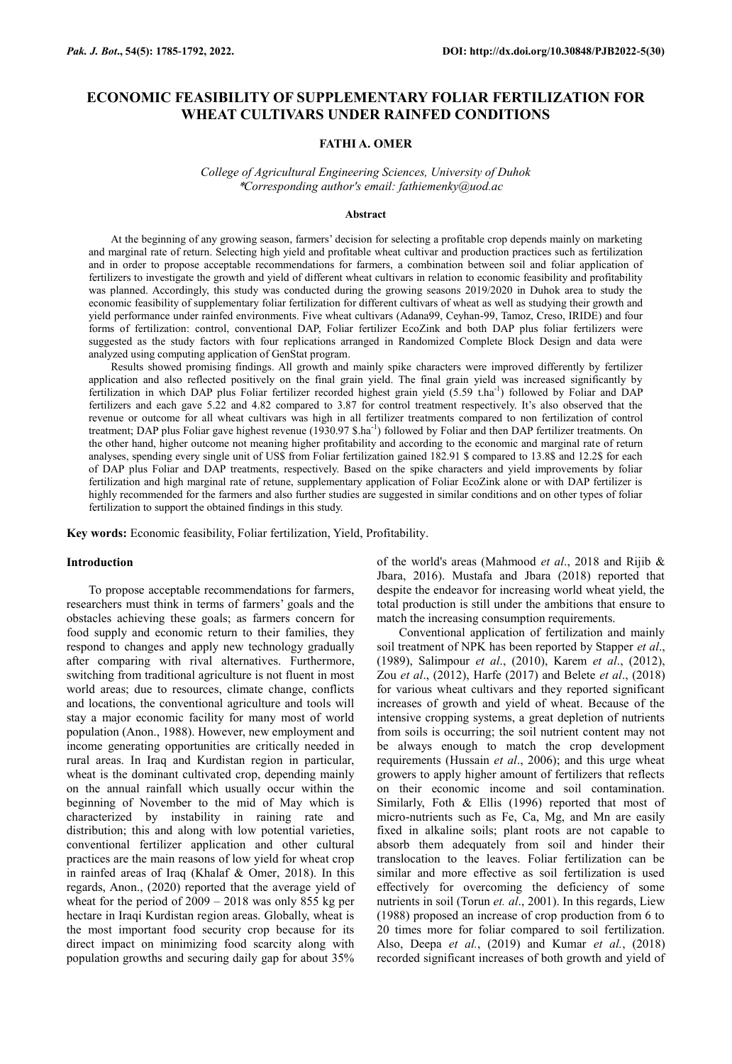# ECONOMIC FEASIBILITY OF SUPPLEMENTARY FOLIAR FERTILIZATION FOR WHEAT CULTIVARS UNDER RAINFED CONDITIONS

**FATHI A. OMER**

*College of Agricultural Engineering Sciences, University of Duhok*
*\*Corresponding author's email: fathiemenky@uod.ac*

### Abstract

At the beginning of any growing season, farmers' decision for selecting a profitable crop depends mainly on marketing and marginal rate of return. Selecting high yield and profitable wheat cultivar and production practices such as fertilization and in order to propose acceptable recommendations for farmers, a combination between soil and foliar application of fertilizers to investigate the growth and yield of different wheat cultivars in relation to economic feasibility and profitability was planned. Accordingly, this study was conducted during the growing seasons 2019/2020 in Duhok area to study the economic feasibility of supplementary foliar fertilization for different cultivars of wheat as well as studying their growth and yield performance under rainfed environments. Five wheat cultivars (Adana99, Ceyhan-99, Tamoz, Creso, IRIDE) and four forms of fertilization: control, conventional DAP, Foliar fertilizer EcoZink and both DAP plus foliar fertilizers were suggested as the study factors with four replications arranged in Randomized Complete Block Design and data were analyzed using computing application of GenStat program.

Results showed promising findings. All growth and mainly spike characters were improved differently by fertilizer application and also reflected positively on the final grain yield. The final grain yield was increased significantly by fertilization in which DAP plus Foliar fertilizer recorded highest grain yield (5.59 $t.ha^{-1}$) followed by Foliar and DAP fertilizers and each gave 5.22 and 4.82 compared to 3.87 for control treatment respectively. It's also observed that the revenue or outcome for all wheat cultivars was high in all fertilizer treatments compared to non fertilization of control treatment; DAP plus Foliar gave highest revenue (1930.97 $\$.ha^{-1}$) followed by Foliar and then DAP fertilizer treatments. On the other hand, higher outcome not meaning higher profitability and according to the economic and marginal rate of return analyses, spending every single unit of US$ from Foliar fertilization gained 182.91 $ compared to 13.8$ and 12.2$ for each of DAP plus Foliar and DAP treatments, respectively. Based on the spike characters and yield improvements by foliar fertilization and high marginal rate of retune, supplementary application of Foliar EcoZink alone or with DAP fertilizer is highly recommended for the farmers and also further studies are suggested in similar conditions and on other types of foliar fertilization to support the obtained findings in this study.

**Key words:** Economic feasibility, Foliar fertilization, Yield, Profitability.

### Introduction

To propose acceptable recommendations for farmers, researchers must think in terms of farmers' goals and the obstacles achieving these goals; as farmers concern for food supply and economic return to their families, they respond to changes and apply new technology gradually after comparing with rival alternatives. Furthermore, switching from traditional agriculture is not fluent in most world areas; due to resources, climate change, conflicts and locations, the conventional agriculture and tools will stay a major economic facility for many most of world population (Anon., 1988). However, new employment and income generating opportunities are critically needed in rural areas. In Iraq and Kurdistan region in particular, wheat is the dominant cultivated crop, depending mainly on the annual rainfall which usually occur within the beginning of November to the mid of May which is characterized by instability in raining rate and distribution; this and along with low potential varieties, conventional fertilizer application and other cultural practices are the main reasons of low yield for wheat crop in rainfed areas of Iraq (Khalaf & Omer, 2018). In this regards, Anon., (2020) reported that the average yield of wheat for the period of 2009 – 2018 was only 855 kg per hectare in Iraqi Kurdistan region areas. Globally, wheat is the most important food security crop because for its direct impact on minimizing food scarcity along with population growths and securing daily gap for about 35% of the world's areas (Mahmood *et al*., 2018 and Rijib & Jbara, 2016). Mustafa and Jbara (2018) reported that despite the endeavor for increasing world wheat yield, the total production is still under the ambitions that ensure to match the increasing consumption requirements.

Conventional application of fertilization and mainly soil treatment of NPK has been reported by Stapper *et al*., (1989), Salimpour *et al*., (2010), Karem *et al*., (2012), Zou *et al*., (2012), Harfe (2017) and Belete *et al*., (2018) for various wheat cultivars and they reported significant increases of growth and yield of wheat. Because of the intensive cropping systems, a great depletion of nutrients from soils is occurring; the soil nutrient content may not be always enough to match the crop development requirements (Hussain *et al*., 2006); and this urge wheat growers to apply higher amount of fertilizers that reflects on their economic income and soil contamination. Similarly, Foth & Ellis (1996) reported that most of micro-nutrients such as Fe, Ca, Mg, and Mn are easily fixed in alkaline soils; plant roots are not capable to absorb them adequately from soil and hinder their translocation to the leaves. Foliar fertilization can be similar and more effective as soil fertilization is used effectively for overcoming the deficiency of some nutrients in soil (Torun *et. al*., 2001). In this regards, Liew (1988) proposed an increase of crop production from 6 to 20 times more for foliar compared to soil fertilization. Also, Deepa *et al.*, (2019) and Kumar *et al.*, (2018) recorded significant increases of both growth and yield of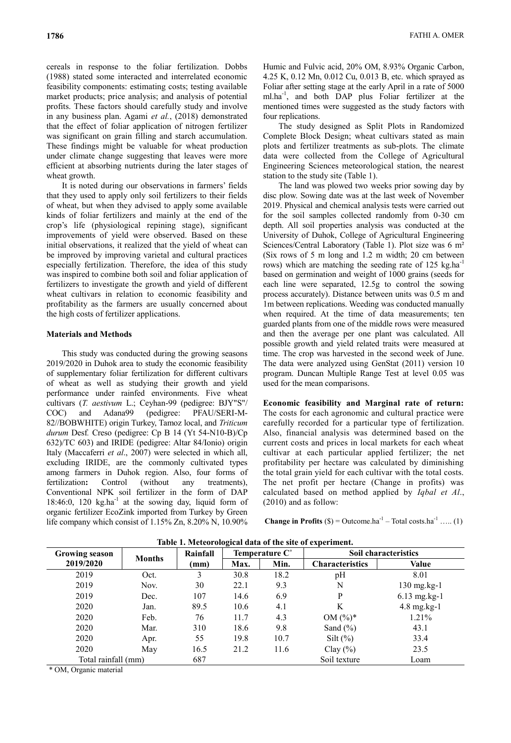cereals in response to the foliar fertilization. Dobbs (1988) stated some interacted and interrelated economic feasibility components: estimating costs; testing available market products; price analysis; and analysis of potential profits. These factors should carefully study and involve in any business plan. Agami *et al.*, (2018) demonstrated that the effect of foliar application of nitrogen fertilizer was significant on grain filling and starch accumulation. These findings might be valuable for wheat production under climate change suggesting that leaves were more efficient at absorbing nutrients during the later stages of wheat growth.

It is noted during our observations in farmers' fields that they used to apply only soil fertilizers to their fields of wheat, but when they advised to apply some available kinds of foliar fertilizers and mainly at the end of the crop's life (physiological repining stage), significant improvements of yield were observed. Based on these initial observations, it realized that the yield of wheat can be improved by improving varietal and cultural practices especially fertilization. Therefore, the idea of this study was inspired to combine both soil and foliar application of fertilizers to investigate the growth and yield of different wheat cultivars in relation to economic feasibility and profitability as the farmers are usually concerned about the high costs of fertilizer applications.

## Materials and Methods

This study was conducted during the growing seasons 2019/2020 in Duhok area to study the economic feasibility of supplementary foliar fertilization for different cultivars of wheat as well as studying their growth and yield performance under rainfed environments. Five wheat cultivars (*T. aestivum* L.; Ceyhan-99 (pedigree: BJY"S"/COC) and Adana99 (pedigree: PFAU/SERI-M-82//BOBWHITE) origin Turkey, Tamoz local, and *Triticum durum* Desf. Creso (pedigree: Cp B 14 (Yt 54-N10-B)/Cp 632)/TC 603) and IRIDE (pedigree: Altar 84/Ionio) origin Italy (Maccaferri *et al*., 2007) were selected in which all, excluding IRIDE, are the commonly cultivated types among farmers in Duhok region. Also, four forms of fertilization**:** Control (without any treatments), Conventional NPK soil fertilizer in the form of DAP 18:46:0, 120 kg.ha$^{-1}$ at the sowing day, liquid form of organic fertilizer EcoZink imported from Turkey by Green life company which consist of 1.15% Zn, 8.20% N, 10.90% Humic and Fulvic acid, 20% OM, 8.93% Organic Carbon, 4.25 K, 0.12 Mn, 0.012 Cu, 0.013 B, etc. which sprayed as Foliar after setting stage at the early April in a rate of 5000 ml.ha$^{-1}$, and both DAP plus Foliar fertilizer at the mentioned times were suggested as the study factors with four replications.

The study designed as Split Plots in Randomized Complete Block Design; wheat cultivars stated as main plots and fertilizer treatments as sub-plots. The climate data were collected from the College of Agricultural Engineering Sciences meteorological station, the nearest station to the study site (Table 1).

The land was plowed two weeks prior sowing day by disc plow. Sowing date was at the last week of November 2019. Physical and chemical analysis tests were carried out for the soil samples collected randomly from 0-30 cm depth. All soil properties analysis was conducted at the University of Duhok, College of Agricultural Engineering Sciences/Central Laboratory (Table 1). Plot size was 6 m² (Six rows of 5 m long and 1.2 m width; 20 cm between rows) which are matching the seeding rate of 125 kg.ha$^{-1}$ based on germination and weight of 1000 grains (seeds for each line were separated, 12.5g to control the sowing process accurately). Distance between units was 0.5 m and 1m between replications. Weeding was conducted manually when required. At the time of data measurements; ten guarded plants from one of the middle rows were measured and then the average per one plant was calculated. All possible growth and yield related traits were measured at time. The crop was harvested in the second week of June. The data were analyzed using GenStat (2011) version 10 program. Duncan Multiple Range Test at level 0.05 was used for the mean comparisons.

**Economic feasibility and Marginal rate of return:** The costs for each agronomic and cultural practice were carefully recorded for a particular type of fertilization. Also, financial analysis was determined based on the current costs and prices in local markets for each wheat cultivar at each particular applied fertilizer; the net profitability per hectare was calculated by diminishing the total grain yield for each cultivar with the total costs. The net profit per hectare (Change in profits) was calculated based on method applied by *Iqbal et Al*., (2010) and as follow:

**Change in Profits** (\$) = Outcome.ha$^{-1}$ – Total costs.ha$^{-1}$ ….. (1)

**Table 1. Meteorological data of the site of experiment.**

| Growing season 2019/2020 | Months | Rainfall (mm) | Temperature C° | | Soil characteristics | |
|---|---|---|---|---|---|---|
| | | | Max. | Min. | Characteristics | Value |
| 2019 | Oct. | 3 | 30.8 | 18.2 | pH | 8.01 |
| 2019 | Nov. | 30 | 22.1 | 9.3 | N | 130 mg.kg-1 |
| 2019 | Dec. | 107 | 14.6 | 6.9 | P | 6.13 mg.kg-1 |
| 2020 | Jan. | 89.5 | 10.6 | 4.1 | K | 4.8 mg.kg-1 |
| 2020 | Feb. | 76 | 11.7 | 4.3 | OM (%)* | 1.21% |
| 2020 | Mar. | 310 | 18.6 | 9.8 | Sand (%) | 43.1 |
| 2020 | Apr. | 55 | 19.8 | 10.7 | Silt (%) | 33.4 |
| 2020 | May | 16.5 | 21.2 | 11.6 | Clay (%) | 23.5 |
| Total rainfall (mm) | | 687 | | | Soil texture | Loam |

\* OM, Organic material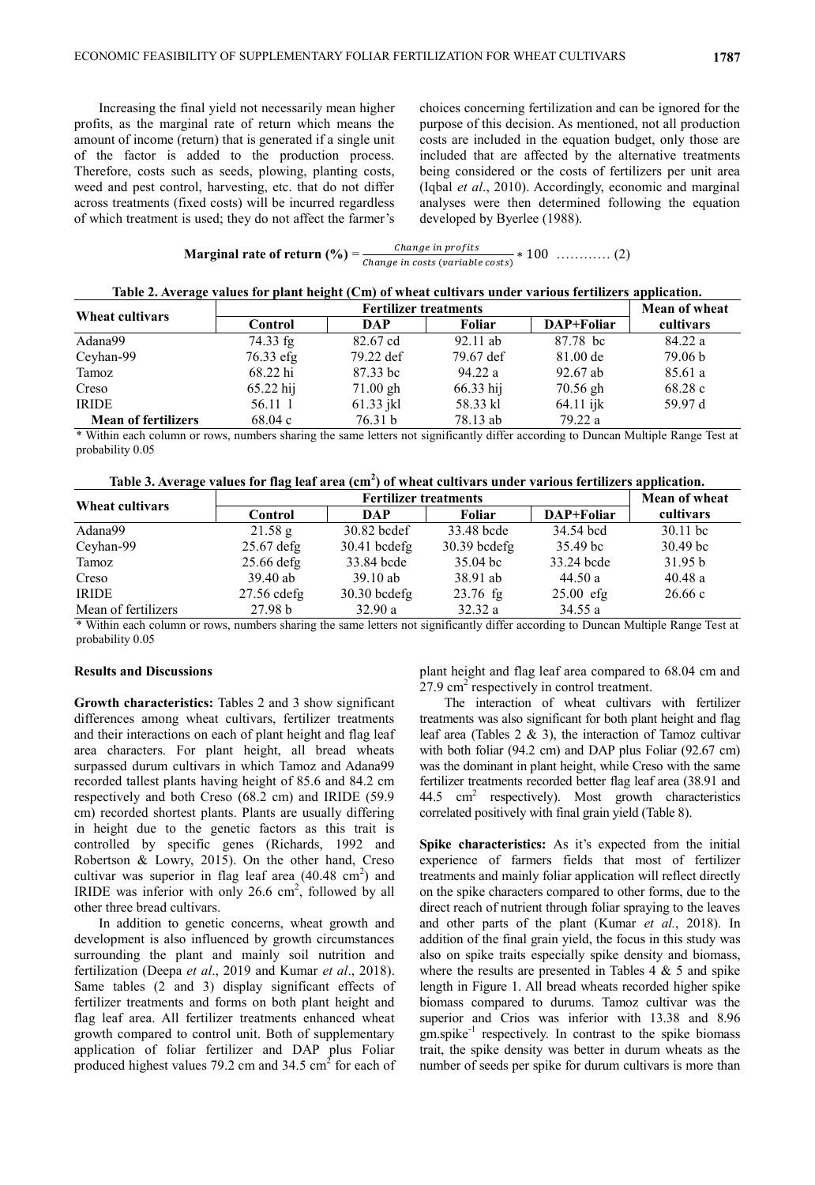Increasing the final yield not necessarily mean higher profits, as the marginal rate of return which means the amount of income (return) that is generated if a single unit of the factor is added to the production process. Therefore, costs such as seeds, plowing, planting costs, weed and pest control, harvesting, etc. that do not differ across treatments (fixed costs) will be incurred regardless of which treatment is used; they do not affect the farmer's choices concerning fertilization and can be ignored for the purpose of this decision. As mentioned, not all production costs are included in the equation budget, only those are included that are affected by the alternative treatments being considered or the costs of fertilizers per unit area (Iqbal *et al*., 2010). Accordingly, economic and marginal analyses were then determined following the equation developed by Byerlee (1988).

$$\textbf{Marginal rate of return (\%)} = \frac{Change\ in\ profits}{Change\ in\ costs\ (variable\ costs)} * 100 \quad \ldots\ldots\ldots\ldots (2)$$

**Table 2. Average values for plant height (Cm) of wheat cultivars under various fertilizers application.**

| Wheat cultivars | Fertilizer treatments | | | | Mean of wheat cultivars |
|---|---|---|---|---|---|
| | Control | DAP | Foliar | DAP+Foliar | |
| Adana99 | 74.33 fg | 82.67 cd | 92.11 ab | 87.78 bc | 84.22 a |
| Ceyhan-99 | 76.33 efg | 79.22 def | 79.67 def | 81.00 de | 79.06 b |
| Tamoz | 68.22 hi | 87.33 bc | 94.22 a | 92.67 ab | 85.61 a |
| Creso | 65.22 hij | 71.00 gh | 66.33 hij | 70.56 gh | 68.28 c |
| IRIDE | 56.11 l | 61.33 jkl | 58.33 kl | 64.11 ijk | 59.97 d |
| **Mean of fertilizers** | 68.04 c | 76.31 b | 78.13 ab | 79.22 a | |

\* Within each column or rows, numbers sharing the same letters not significantly differ according to Duncan Multiple Range Test at probability 0.05

**Table 3. Average values for flag leaf area ($cm^2$) of wheat cultivars under various fertilizers application.**

| Wheat cultivars | Fertilizer treatments | | | | Mean of wheat cultivars |
|---|---|---|---|---|---|
| | Control | DAP | Foliar | DAP+Foliar | |
| Adana99 | 21.58 g | 30.82 bcdef | 33.48 bcde | 34.54 bcd | 30.11 bc |
| Ceyhan-99 | 25.67 defg | 30.41 bcdefg | 30.39 bcdefg | 35.49 bc | 30.49 bc |
| Tamoz | 25.66 defg | 33.84 bcde | 35.04 bc | 33.24 bcde | 31.95 b |
| Creso | 39.40 ab | 39.10 ab | 38.91 ab | 44.50 a | 40.48 a |
| IRIDE | 27.56 cdefg | 30.30 bcdefg | 23.76 fg | 25.00 efg | 26.66 c |
| Mean of fertilizers | 27.98 b | 32.90 a | 32.32 a | 34.55 a | |

\* Within each column or rows, numbers sharing the same letters not significantly differ according to Duncan Multiple Range Test at probability 0.05

### Results and Discussions

**Growth characteristics:** Tables 2 and 3 show significant differences among wheat cultivars, fertilizer treatments and their interactions on each of plant height and flag leaf area characters. For plant height, all bread wheats surpassed durum cultivars in which Tamoz and Adana99 recorded tallest plants having height of 85.6 and 84.2 cm respectively and both Creso (68.2 cm) and IRIDE (59.9 cm) recorded shortest plants. Plants are usually differing in height due to the genetic factors as this trait is controlled by specific genes (Richards, 1992 and Robertson & Lowry, 2015). On the other hand, Creso cultivar was superior in flag leaf area (40.48 $cm^2$) and IRIDE was inferior with only 26.6 $cm^2$, followed by all other three bread cultivars.

In addition to genetic concerns, wheat growth and development is also influenced by growth circumstances surrounding the plant and mainly soil nutrition and fertilization (Deepa *et al*., 2019 and Kumar *et al*., 2018). Same tables (2 and 3) display significant effects of fertilizer treatments and forms on both plant height and flag leaf area. All fertilizer treatments enhanced wheat growth compared to control unit. Both of supplementary application of foliar fertilizer and DAP plus Foliar produced highest values 79.2 cm and 34.5 $cm^2$ for each of plant height and flag leaf area compared to 68.04 cm and 27.9 $cm^2$ respectively in control treatment.

The interaction of wheat cultivars with fertilizer treatments was also significant for both plant height and flag leaf area (Tables 2 & 3), the interaction of Tamoz cultivar with both foliar (94.2 cm) and DAP plus Foliar (92.67 cm) was the dominant in plant height, while Creso with the same fertilizer treatments recorded better flag leaf area (38.91 and 44.5 $cm^2$ respectively). Most growth characteristics correlated positively with final grain yield (Table 8).

**Spike characteristics:** As it's expected from the initial experience of farmers fields that most of fertilizer treatments and mainly foliar application will reflect directly on the spike characters compared to other forms, due to the direct reach of nutrient through foliar spraying to the leaves and other parts of the plant (Kumar *et al.*, 2018). In addition of the final grain yield, the focus in this study was also on spike traits especially spike density and biomass, where the results are presented in Tables 4 & 5 and spike length in Figure 1. All bread wheats recorded higher spike biomass compared to durums. Tamoz cultivar was the superior and Crios was inferior with 13.38 and 8.96 $gm.spike^{-1}$ respectively. In contrast to the spike biomass trait, the spike density was better in durum wheats as the number of seeds per spike for durum cultivars is more than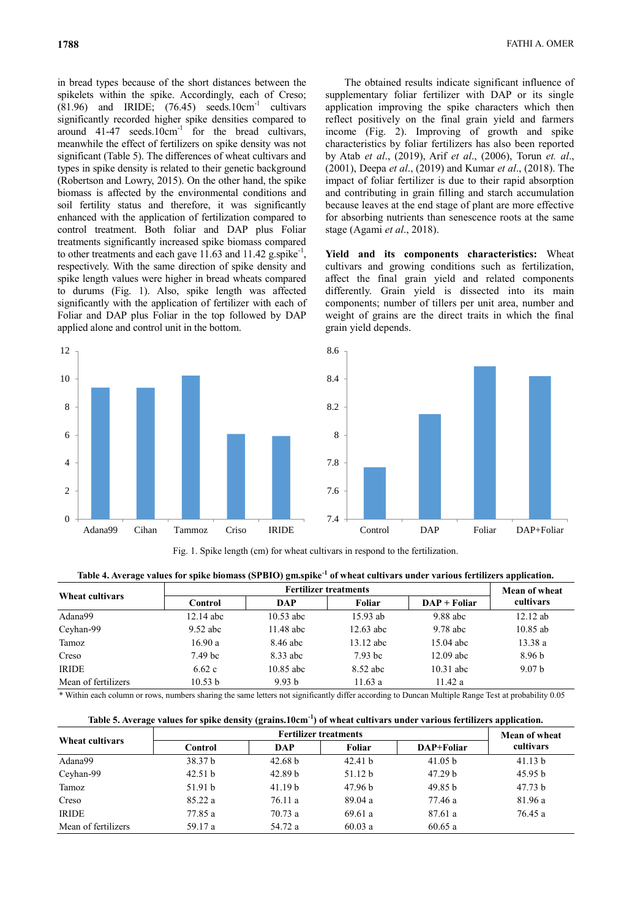in bread types because of the short distances between the spikelets within the spike. Accordingly, each of Creso; (81.96) and IRIDE; (76.45) seeds.10cm$^{-1}$ cultivars significantly recorded higher spike densities compared to around 41-47 seeds.10cm$^{-1}$ for the bread cultivars, meanwhile the effect of fertilizers on spike density was not significant (Table 5). The differences of wheat cultivars and types in spike density is related to their genetic background (Robertson and Lowry, 2015). On the other hand, the spike biomass is affected by the environmental conditions and soil fertility status and therefore, it was significantly enhanced with the application of fertilization compared to control treatment. Both foliar and DAP plus Foliar treatments significantly increased spike biomass compared to other treatments and each gave 11.63 and 11.42 g.spike$^{-1}$, respectively. With the same direction of spike density and spike length values were higher in bread wheats compared to durums (Fig. 1). Also, spike length was affected significantly with the application of fertilizer with each of Foliar and DAP plus Foliar in the top followed by DAP applied alone and control unit in the bottom.

The obtained results indicate significant influence of supplementary foliar fertilizer with DAP or its single application improving the spike characters which then reflect positively on the final grain yield and farmers income (Fig. 2). Improving of growth and spike characteristics by foliar fertilizers has also been reported by Atab *et al*., (2019), Arif *et al*., (2006), Torun *et. al*., (2001), Deepa *et al*., (2019) and Kumar *et al*., (2018). The impact of foliar fertilizer is due to their rapid absorption and contributing in grain filling and starch accumulation because leaves at the end stage of plant are more effective for absorbing nutrients than senescence roots at the same stage (Agami *et al*., 2018).

**Yield and its components characteristics:** Wheat cultivars and growing conditions such as fertilization, affect the final grain yield and related components differently. Grain yield is dissected into its main components; number of tillers per unit area, number and weight of grains are the direct traits in which the final grain yield depends.

Fig. 1. Spike length (cm) for wheat cultivars in respond to the fertilization.

**Table 4. Average values for spike biomass (SPBIO) gm.spike$^{-1}$ of wheat cultivars under various fertilizers application.**

| Wheat cultivars | Fertilizer treatments | | | | Mean of wheat cultivars |
|---|---|---|---|---|---|
| | Control | DAP | Foliar | DAP + Foliar | |
| Adana99 | 12.14 abc | 10.53 abc | 15.93 ab | 9.88 abc | 12.12 ab |
| Ceyhan-99 | 9.52 abc | 11.48 abc | 12.63 abc | 9.78 abc | 10.85 ab |
| Tamoz | 16.90 a | 8.46 abc | 13.12 abc | 15.04 abc | 13.38 a |
| Creso | 7.49 bc | 8.33 abc | 7.93 bc | 12.09 abc | 8.96 b |
| IRIDE | 6.62 c | 10.85 abc | 8.52 abc | 10.31 abc | 9.07 b |
| Mean of fertilizers | 10.53 b | 9.93 b | 11.63 a | 11.42 a | |

\* Within each column or rows, numbers sharing the same letters not significantly differ according to Duncan Multiple Range Test at probability 0.05

**Table 5. Average values for spike density (grains.10cm$^{-1}$) of wheat cultivars under various fertilizers application.**

| Wheat cultivars | Fertilizer treatments | | | | Mean of wheat cultivars |
|---|---|---|---|---|---|
| | Control | DAP | Foliar | DAP+Foliar | |
| Adana99 | 38.37 b | 42.68 b | 42.41 b | 41.05 b | 41.13 b |
| Ceyhan-99 | 42.51 b | 42.89 b | 51.12 b | 47.29 b | 45.95 b |
| Tamoz | 51.91 b | 41.19 b | 47.96 b | 49.85 b | 47.73 b |
| Creso | 85.22 a | 76.11 a | 89.04 a | 77.46 a | 81.96 a |
| IRIDE | 77.85 a | 70.73 a | 69.61 a | 87.61 a | 76.45 a |
| Mean of fertilizers | 59.17 a | 54.72 a | 60.03 a | 60.65 a | |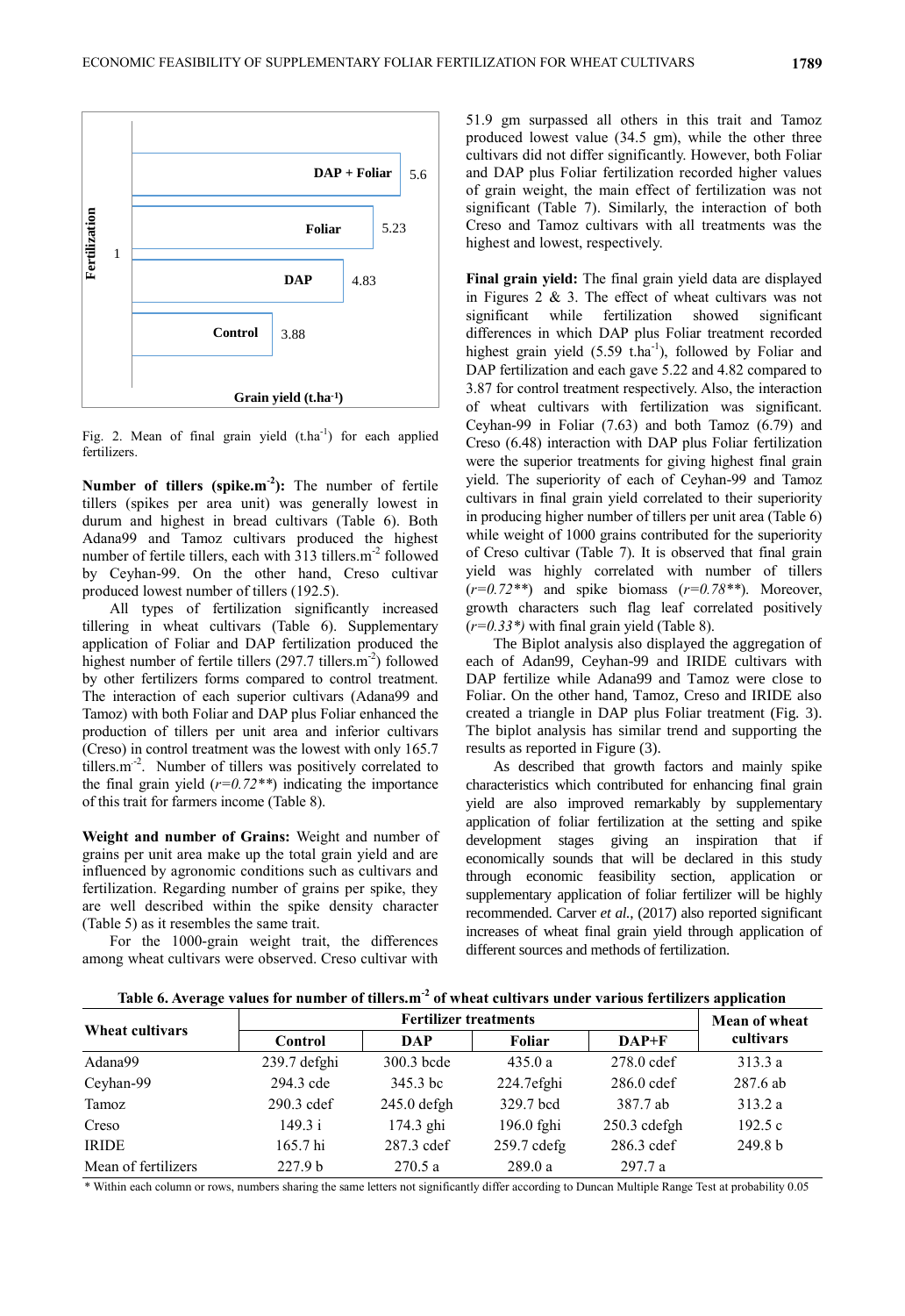Fig. 2. Mean of final grain yield ($t.ha^{-1}$) for each applied fertilizers.

**Number of tillers ($spike.m^{-2}$):** The number of fertile tillers (spikes per area unit) was generally lowest in durum and highest in bread cultivars (Table 6). Both Adana99 and Tamoz cultivars produced the highest number of fertile tillers, each with 313 $tillers.m^{-2}$ followed by Ceyhan-99. On the other hand, Creso cultivar produced lowest number of tillers (192.5).

All types of fertilization significantly increased tillering in wheat cultivars (Table 6). Supplementary application of Foliar and DAP fertilization produced the highest number of fertile tillers (297.7 $tillers.m^{-2}$) followed by other fertilizers forms compared to control treatment. The interaction of each superior cultivars (Adana99 and Tamoz) with both Foliar and DAP plus Foliar enhanced the production of tillers per unit area and inferior cultivars (Creso) in control treatment was the lowest with only 165.7 $tillers.m^{-2}$. Number of tillers was positively correlated to the final grain yield ($r=0.72$**) indicating the importance of this trait for farmers income (Table 8).

**Weight and number of Grains:** Weight and number of grains per unit area make up the total grain yield and are influenced by agronomic conditions such as cultivars and fertilization. Regarding number of grains per spike, they are well described within the spike density character (Table 5) as it resembles the same trait.

For the 1000-grain weight trait, the differences among wheat cultivars were observed. Creso cultivar with 51.9 gm surpassed all others in this trait and Tamoz produced lowest value (34.5 gm), while the other three cultivars did not differ significantly. However, both Foliar and DAP plus Foliar fertilization recorded higher values of grain weight, the main effect of fertilization was not significant (Table 7). Similarly, the interaction of both Creso and Tamoz cultivars with all treatments was the highest and lowest, respectively.

**Final grain yield:** The final grain yield data are displayed in Figures 2 & 3. The effect of wheat cultivars was not significant while fertilization showed significant differences in which DAP plus Foliar treatment recorded highest grain yield (5.59 $t.ha^{-1}$), followed by Foliar and DAP fertilization and each gave 5.22 and 4.82 compared to 3.87 for control treatment respectively. Also, the interaction of wheat cultivars with fertilization was significant. Ceyhan-99 in Foliar (7.63) and both Tamoz (6.79) and Creso (6.48) interaction with DAP plus Foliar fertilization were the superior treatments for giving highest final grain yield. The superiority of each of Ceyhan-99 and Tamoz cultivars in final grain yield correlated to their superiority in producing higher number of tillers per unit area (Table 6) while weight of 1000 grains contributed for the superiority of Creso cultivar (Table 7). It is observed that final grain yield was highly correlated with number of tillers ($r=0.72$**) and spike biomass ($r=0.78$**). Moreover, growth characters such flag leaf correlated positively ($r=0.33$*) with final grain yield (Table 8).

The Biplot analysis also displayed the aggregation of each of Adan99, Ceyhan-99 and IRIDE cultivars with DAP fertilize while Adana99 and Tamoz were close to Foliar. On the other hand, Tamoz, Creso and IRIDE also created a triangle in DAP plus Foliar treatment (Fig. 3). The biplot analysis has similar trend and supporting the results as reported in Figure (3).

As described that growth factors and mainly spike characteristics which contributed for enhancing final grain yield are also improved remarkably by supplementary application of foliar fertilization at the setting and spike development stages giving an inspiration that if economically sounds that will be declared in this study through economic feasibility section, application or supplementary application of foliar fertilizer will be highly recommended. Carver *et al.*, (2017) also reported significant increases of wheat final grain yield through application of different sources and methods of fertilization.

**Table 6. Average values for number of $tillers.m^{-2}$ of wheat cultivars under various fertilizers application**

| Wheat cultivars | Fertilizer treatments | | | | Mean of wheat cultivars |
|---|---|---|---|---|---|
| | Control | DAP | Foliar | DAP+F | |
| Adana99 | 239.7 defghi | 300.3 bcde | 435.0 a | 278.0 cdef | 313.3 a |
| Ceyhan-99 | 294.3 cde | 345.3 bc | 224.7efghi | 286.0 cdef | 287.6 ab |
| Tamoz | 290.3 cdef | 245.0 defgh | 329.7 bcd | 387.7 ab | 313.2 a |
| Creso | 149.3 i | 174.3 ghi | 196.0 fghi | 250.3 cdefgh | 192.5 c |
| IRIDE | 165.7 hi | 287.3 cdef | 259.7 cdefg | 286.3 cdef | 249.8 b |
| Mean of fertilizers | 227.9 b | 270.5 a | 289.0 a | 297.7 a | |

\* Within each column or rows, numbers sharing the same letters not significantly differ according to Duncan Multiple Range Test at probability 0.05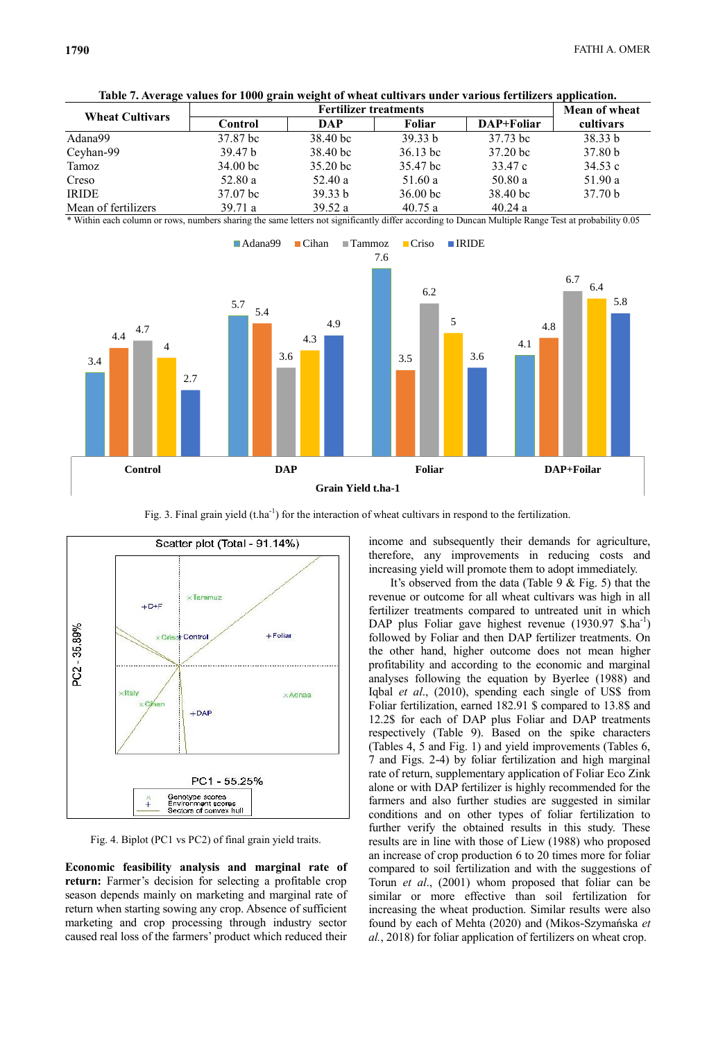**Table 7. Average values for 1000 grain weight of wheat cultivars under various fertilizers application.**

| Wheat Cultivars | Fertilizer treatments | | | | Mean of wheat cultivars |
|---|---|---|---|---|---|
| | Control | DAP | Foliar | DAP+Foliar | |
| Adana99 | 37.87 bc | 38.40 bc | 39.33 b | 37.73 bc | 38.33 b |
| Ceyhan-99 | 39.47 b | 38.40 bc | 36.13 bc | 37.20 bc | 37.80 b |
| Tamoz | 34.00 bc | 35.20 bc | 35.47 bc | 33.47 c | 34.53 c |
| Creso | 52.80 a | 52.40 a | 51.60 a | 50.80 a | 51.90 a |
| IRIDE | 37.07 bc | 39.33 b | 36.00 bc | 38.40 bc | 37.70 b |
| Mean of fertilizers | 39.71 a | 39.52 a | 40.75 a | 40.24 a | |

\* Within each column or rows, numbers sharing the same letters not significantly differ according to Duncan Multiple Range Test at probability 0.05

Fig. 3. Final grain yield (t.ha$^{-1}$) for the interaction of wheat cultivars in respond to the fertilization.

Fig. 4. Biplot (PC1 vs PC2) of final grain yield traits.

**Economic feasibility analysis and marginal rate of return:** Farmer's decision for selecting a profitable crop season depends mainly on marketing and marginal rate of return when starting sowing any crop. Absence of sufficient marketing and crop processing through industry sector caused real loss of the farmers' product which reduced their income and subsequently their demands for agriculture, therefore, any improvements in reducing costs and increasing yield will promote them to adopt immediately.

It's observed from the data (Table 9 & Fig. 5) that the revenue or outcome for all wheat cultivars was high in all fertilizer treatments compared to untreated unit in which DAP plus Foliar gave highest revenue (1930.97 \$.ha$^{-1}$) followed by Foliar and then DAP fertilizer treatments. On the other hand, higher outcome does not mean higher profitability and according to the economic and marginal analyses following the equation by Byerlee (1988) and Iqbal *et al*., (2010), spending each single of US\$ from Foliar fertilization, earned 182.91 \$ compared to 13.8\$ and 12.2\$ for each of DAP plus Foliar and DAP treatments respectively (Table 9). Based on the spike characters (Tables 4, 5 and Fig. 1) and yield improvements (Tables 6, 7 and Figs. 2-4) by foliar fertilization and high marginal rate of return, supplementary application of Foliar Eco Zink alone or with DAP fertilizer is highly recommended for the farmers and also further studies are suggested in similar conditions and on other types of foliar fertilization to further verify the obtained results in this study. These results are in line with those of Liew (1988) who proposed an increase of crop production 6 to 20 times more for foliar compared to soil fertilization and with the suggestions of Torun *et al*., (2001) whom proposed that foliar can be similar or more effective than soil fertilization for increasing the wheat production. Similar results were also found by each of Mehta (2020) and (Mikos-Szymańska *et al.*, 2018) for foliar application of fertilizers on wheat crop.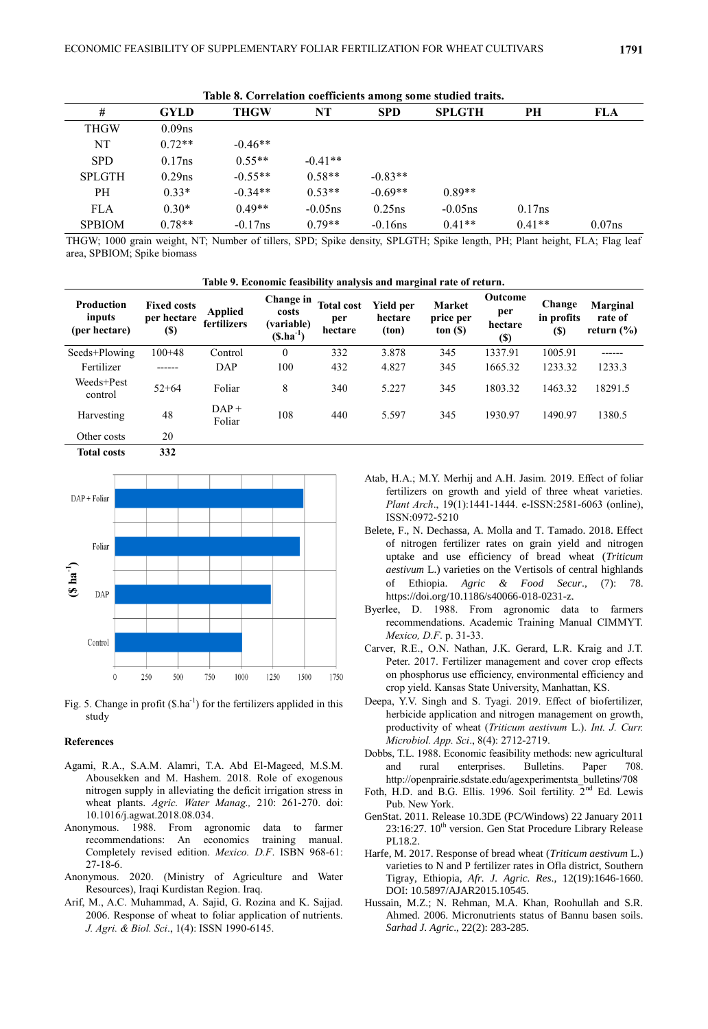**Table 8. Correlation coefficients among some studied traits.**

| # | GYLD | THGW | NT | SPD | SPLGTH | PH | FLA |
|---|---|---|---|---|---|---|---|
| THGW | 0.09ns | | | | | | |
| NT | 0.72** | -0.46** | | | | | |
| SPD | 0.17ns | 0.55** | -0.41** | | | | |
| SPLGTH | 0.29ns | -0.55** | 0.58** | -0.83** | | | |
| PH | 0.33* | -0.34** | 0.53** | -0.69** | 0.89** | | |
| FLA | 0.30* | 0.49** | -0.05ns | 0.25ns | -0.05ns | 0.17ns | |
| SPBIOM | 0.78** | -0.17ns | 0.79** | -0.16ns | 0.41** | 0.41** | 0.07ns |

THGW; 1000 grain weight, NT; Number of tillers, SPD; Spike density, SPLGTH; Spike length, PH; Plant height, FLA; Flag leaf area, SPBIOM; Spike biomass

**Table 9. Economic feasibility analysis and marginal rate of return.**

| Production inputs (per hectare) | Fixed costs per hectare ($) | Applied fertilizers | Change in costs (variable) ($.ha$^{-1}$) | Total cost per hectare | Yield per hectare (ton) | Market price per ton ($) | Outcome per hectare ($) | Change in profits ($) | Marginal rate of return (%) |
|---|---|---|---|---|---|---|---|---|---|
| Seeds+Plowing | 100+48 | Control | 0 | 332 | 3.878 | 345 | 1337.91 | 1005.91 | ------ |
| Fertilizer | ------ | DAP | 100 | 432 | 4.827 | 345 | 1665.32 | 1233.32 | 1233.3 |
| Weeds+Pest control | 52+64 | Foliar | 8 | 340 | 5.227 | 345 | 1803.32 | 1463.32 | 18291.5 |
| Harvesting | 48 | DAP + Foliar | 108 | 440 | 5.597 | 345 | 1930.97 | 1490.97 | 1380.5 |
| Other costs | 20 | | | | | | | | |
| **Total costs** | **332** | | | | | | | | |

Fig. 5. Change in profit ($.ha$^{-1}$) for the fertilizers applied in this study

### References

Agami, R.A., S.A.M. Alamri, T.A. Abd El-Mageed, M.S.M. Abousekken and M. Hashem. 2018. Role of exogenous nitrogen supply in alleviating the deficit irrigation stress in wheat plants. *Agric. Water Manag.,* 210: 261-270. doi: 10.1016/j.agwat.2018.08.034.

Anonymous. 1988. From agronomic data to farmer recommendations: An economics training manual. Completely revised edition. *Mexico. D.F*. ISBN 968-61: 27-18-6.

Anonymous. 2020. (Ministry of Agriculture and Water Resources), Iraqi Kurdistan Region. Iraq.

Arif, M., A.C. Muhammad, A. Sajid, G. Rozina and K. Sajjad. 2006. Response of wheat to foliar application of nutrients. *J. Agri. & Biol. Sci*., 1(4): ISSN 1990-6145.

Atab, H.A.; M.Y. Merhij and A.H. Jasim. 2019. Effect of foliar fertilizers on growth and yield of three wheat varieties. *Plant Arch*., 19(1):1441-1444. e-ISSN:2581-6063 (online), ISSN:0972-5210

Belete, F., N. Dechassa, A. Molla and T. Tamado. 2018. Effect of nitrogen fertilizer rates on grain yield and nitrogen uptake and use efficiency of bread wheat (*Triticum aestivum* L.) varieties on the Vertisols of central highlands of Ethiopia. *Agric & Food Secur*., (7): 78. https://doi.org/10.1186/s40066-018-0231-z.

Byerlee, D. 1988. From agronomic data to farmers recommendations. Academic Training Manual CIMMYT. *Mexico, D.F*. p. 31-33.

Carver, R.E., O.N. Nathan, J.K. Gerard, L.R. Kraig and J.T. Peter. 2017. Fertilizer management and cover crop effects on phosphorus use efficiency, environmental efficiency and crop yield. Kansas State University, Manhattan, KS.

Deepa, Y.V. Singh and S. Tyagi. 2019. Effect of biofertilizer, herbicide application and nitrogen management on growth, productivity of wheat (*Triticum aestivum* L.). *Int. J. Curr. Microbiol. App. Sci*., 8(4): 2712-2719.

Dobbs, T.L. 1988. Economic feasibility methods: new agricultural and rural enterprises. Bulletins. Paper 708. http://openprairie.sdstate.edu/agexperimentsta_bulletins/708

Foth, H.D. and B.G. Ellis. 1996. Soil fertility. 2nd Ed. Lewis Pub. New York.

GenStat. 2011. Release 10.3DE (PC/Windows) 22 January 2011 23:16:27. 10th version. Gen Stat Procedure Library Release PL18.2.

Harfe, M. 2017. Response of bread wheat (*Triticum aestivum* L.) varieties to N and P fertilizer rates in Ofla district, Southern Tigray, Ethiopia, *Afr. J. Agric. Res*., 12(19):1646-1660. DOI: 10.5897/AJAR2015.10545.

Hussain, M.Z.; N. Rehman, M.A. Khan, Roohullah and S.R. Ahmed. 2006. Micronutrients status of Bannu basen soils. *Sarhad J. Agric*., 22(2): 283-285.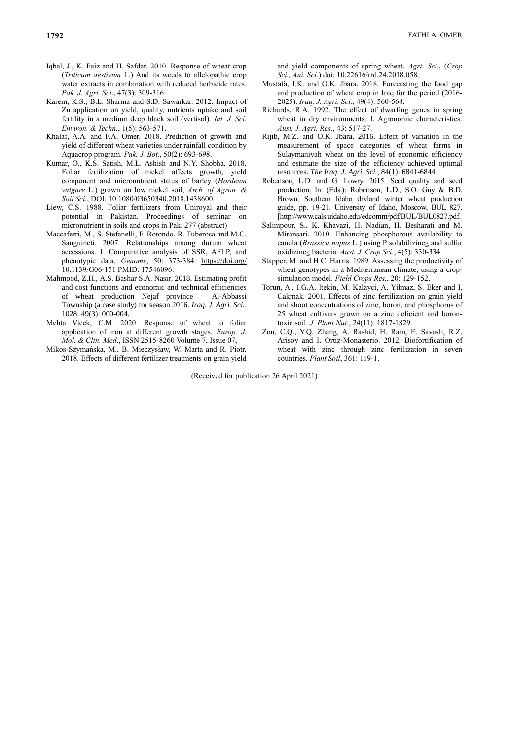Iqbal, J., K. Faiz and H. Safdar. 2010. Response of wheat crop (*Triticum aestivum* L.) And its weeds to allelopathic crop water extracts in combination with reduced herbicide rates. *Pak. J. Agri. Sci*., 47(3): 309-316.

Karem, K.S., B.L. Sharma and S.D. Sawarkar. 2012. Impact of Zn application on yield, quality, nutrients uptake and soil fertility in a medium deep black soil (vertisol). *Int. J. Sci. Environ. & Techn.*, 1(5): 563-571.

Khalaf, A.A. and F.A. Omer. 2018. Prediction of growth and yield of different wheat varieties under rainfall condition by Aquacrop program. *Pak. J. Bot*., 50(2): 693-698.

Kumar, O., K.S. Satish, M.L. Ashish and N.Y. Shobha. 2018. Foliar fertilization of nickel affects growth, yield component and micronutrient status of barley (*Hordeum vulgare* L.) grown on low nickel soil, *Arch. of Agron. & Soil Sci.*, DOI: 10.1080/03650340.2018.1438600.

Liew, C.S. 1988. Foliar fertilizers from Uniroyal and their potential in Pakistan. Proceedings of seminar on micronutrient in soils and crops in Pak. 277 (abstract)

Maccaferri, M., S. Stefanelli, F. Rotondo, R. Tuberosa and M.C. Sanguineti. 2007. Relationships among durum wheat accessions. I. Comparative analysis of SSR, AFLP, and phenotypic data. *Genome*, 50: 373-384. https://doi.org/10.1139/G06-151 PMID: 17546096.

Mahmood, Z.H., A.S. Bashar S.A. Nasir. 2018. Estimating profit and cost functions and economic and technical efficiencies of wheat production Nejaf province – Al-Abbassi Township (a case study) for season 2016. *Iraq. J. Agri. Sci.*, 1028: 49(3): 000-004.

Mehta Vicek, C.M. 2020. Response of wheat to foliar application of iron at different growth stages. *Europ. J. Mol. & Clin. Med*., ISSN 2515-8260 Volume 7, Issue 07,

Mikos-Szymańska, M., B. Mieczysław, W. Marta and R. Piotr. 2018. Effects of different fertilizer treatments on grain yield and yield components of spring wheat. *Agri. Sci*., (*Crop Sci., Ani. Sci.*) doi: 10.22616/rrd.24.2018.058.

Mustafa, I.K. and O.K. Jbara. 2018. Forecasting the food gap and production of wheat crop in Iraq for the period (2016-2025). *Iraq. J. Agri. Sci.*, 49(4): 560-568.

Richards, R.A. 1992. The effect of dwarfing genes in spring wheat in dry environments. I. Agronomic characteristics. *Aust. J. Agri. Res.*, 43: 517-27.

Rijib, M.Z. and O.K. Jbara. 2016. Effect of variation in the measurement of space categories of wheat farms in Sulaymaniyah wheat on the level of economic efficiency and estimate the size of the efficiency achieved optimal resources. *The Iraq. J. Agri. Sci.,* 84(1): 6841-6844.

Robertson, L.D. and G. Lowry. 2015. Seed quality and seed production. In: (Eds.): Robertson, L.D., S.O. Guy & B.D. Brown. Southern Idaho dryland winter wheat production guide, pp. 19-21. University of Idaho, Moscow, BUL 827. [http://www.cals.uidaho.edu/edcomm/pdf/BUL/BUL0827.pdf.

Salimpour, S., K. Khavazi, H. Nadian, H. Besharati and M. Miransari. 2010. Enhancing phosphorous availability to canola (*Brassica napus* L.) using P solubilizincg and sulfur oxidizincg bacteria. *Aust. J. Crop Sci.*, 4(5): 330-334.

Stapper, M. and H.C. Harris. 1989. Assessing the productivity of wheat genotypes in a Mediterranean climate, using a crop-simulation model. *Field Crops Res.*, 20: 129-152.

Torun, A., I.G.A. ltekin, M. Kalayci, A. Yilmaz, S. Eker and I. Cakmak. 2001. Effects of zinc fertilization on grain yield and shoot concentrations of zinc, boron, and phosphorus of 25 wheat cultivars grown on a zinc deficient and boron-toxic soil. *J. Plant Nut*., 24(11): 1817-1829.

Zou, C.Q., Y.Q. Zhang, A. Rashid, H. Ram, E. Savasli, R.Z. Arisoy and I. Ortiz-Monasterio. 2012. Biofortification of wheat with zinc through zinc fertilization in seven countries. *Plant Soil*, 361: 119-1.

(Received for publication 26 April 2021)